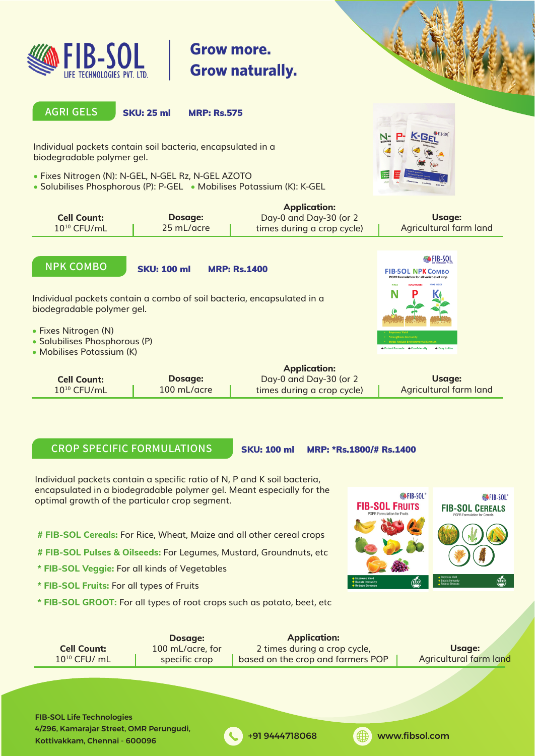# FIB-SOL LIFE TECHNOLOGIES PVT. LTD.

**Grow more.**
**Grow naturally.**

## AGRI GELS

**SKU: 25 ml** **MRP: Rs.575**

Individual packets contain soil bacteria, encapsulated in a biodegradable polymer gel.

- Fixes Nitrogen (N): N-GEL, N-GEL Rz, N-GEL AZOTO
- Solubilises Phosphorous (P): P-GEL
- Mobilises Potassium (K): K-GEL

| Cell Count: | Dosage: | Application: | Usage: |
|---|---|---|---|
| $10^{10}$ CFU/mL | 25 mL/acre | Day-0 and Day-30 (or 2 times during a crop cycle) | Agricultural farm land |

## NPK COMBO

**SKU: 100 ml** **MRP: Rs.1400**

Individual packets contain a combo of soil bacteria, encapsulated in a biodegradable polymer gel.

- Fixes Nitrogen (N)
- Solubilises Phosphorous (P)
- Mobilises Potassium (K)

| Cell Count: | Dosage: | Application: | Usage: |
|---|---|---|---|
| $10^{10}$ CFU/mL | 100 mL/acre | Day-0 and Day-30 (or 2 times during a crop cycle) | Agricultural farm land |

## CROP SPECIFIC FORMULATIONS

**SKU: 100 ml** **MRP: *Rs.1800/# Rs.1400**

Individual packets contain a specific ratio of N, P and K soil bacteria, encapsulated in a biodegradable polymer gel. Meant especially for the optimal growth of the particular crop segment.

**# FIB-SOL Cereals:** For Rice, Wheat, Maize and all other cereal crops

**# FIB-SOL Pulses & Oilseeds:** For Legumes, Mustard, Groundnuts, etc

**\* FIB-SOL Veggie:** For all kinds of Vegetables

**\* FIB-SOL Fruits:** For all types of Fruits

**\* FIB-SOL GROOT:** For all types of root crops such as potato, beet, etc

| Cell Count: | Dosage: | Application: | Usage: |
|---|---|---|---|
| $10^{10}$ CFU/ mL | 100 mL/acre, for specific crop | 2 times during a crop cycle, based on the crop and farmers POP | Agricultural farm land |

**FIB-SOL Life Technologies**
**4/296, Kamarajar Street, OMR Perungudi, Kottivakkam, Chennai - 600096**

**+91 9444718068**

**www.fibsol.com**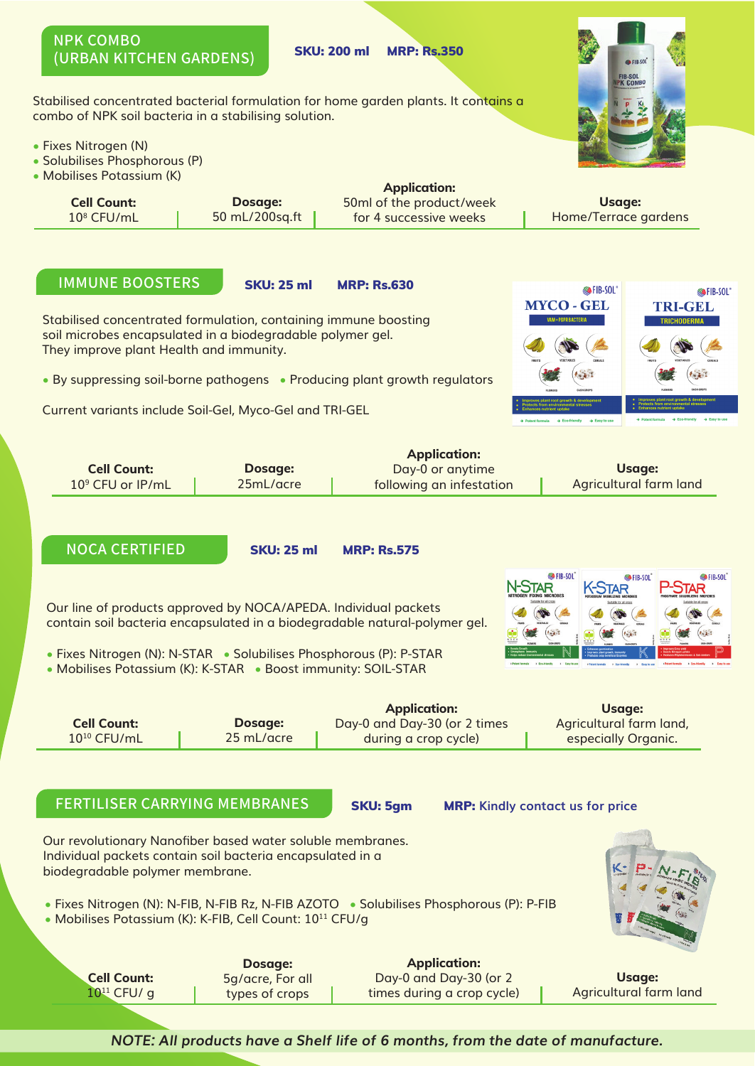## NPK COMBO (URBAN KITCHEN GARDENS)

**SKU: 200 ml** **MRP: Rs.350**

Stabilised concentrated bacterial formulation for home garden plants. It contains a combo of NPK soil bacteria in a stabilising solution.

- Fixes Nitrogen (N)
- Solubilises Phosphorous (P)
- Mobilises Potassium (K)

| Cell Count: | Dosage: | Application: | Usage: |
|---|---|---|---|
| $10^8$ CFU/mL | 50 mL/200sq.ft | 50ml of the product/week for 4 successive weeks | Home/Terrace gardens |

## IMMUNE BOOSTERS

**SKU: 25 ml** **MRP: Rs.630**

Stabilised concentrated formulation, containing immune boosting soil microbes encapsulated in a biodegradable polymer gel. They improve plant Health and immunity.

- By suppressing soil-borne pathogens
- Producing plant growth regulators

Current variants include Soil-Gel, Myco-Gel and TRI-GEL

| Cell Count: | Dosage: | Application: | Usage: |
|---|---|---|---|
| $10^9$ CFU or IP/mL | 25mL/acre | Day-0 or anytime following an infestation | Agricultural farm land |

## NOCA CERTIFIED

**SKU: 25 ml** **MRP: Rs.575**

Our line of products approved by NOCA/APEDA. Individual packets contain soil bacteria encapsulated in a biodegradable natural-polymer gel.

- Fixes Nitrogen (N): N-STAR
- Solubilises Phosphorous (P): P-STAR
- Mobilises Potassium (K): K-STAR
- Boost immunity: SOIL-STAR

| Cell Count: | Dosage: | Application: | Usage: |
|---|---|---|---|
| $10^{10}$ CFU/mL | 25 mL/acre | Day-0 and Day-30 (or 2 times during a crop cycle) | Agricultural farm land, especially Organic. |

## FERTILISER CARRYING MEMBRANES

**SKU: 5gm** **MRP:** Kindly contact us for price

Our revolutionary Nanofiber based water soluble membranes. Individual packets contain soil bacteria encapsulated in a biodegradable polymer membrane.

- Fixes Nitrogen (N): N-FIB, N-FIB Rz, N-FIB AZOTO
- Solubilises Phosphorous (P): P-FIB
- Mobilises Potassium (K): K-FIB, Cell Count: $10^{11}$ CFU/g

| Cell Count: | Dosage: | Application: | Usage: |
|---|---|---|---|
| $10^{11}$ CFU/ g | 5g/acre, For all types of crops | Day-0 and Day-30 (or 2 times during a crop cycle) | Agricultural farm land |

***NOTE: All products have a Shelf life of 6 months, from the date of manufacture.***